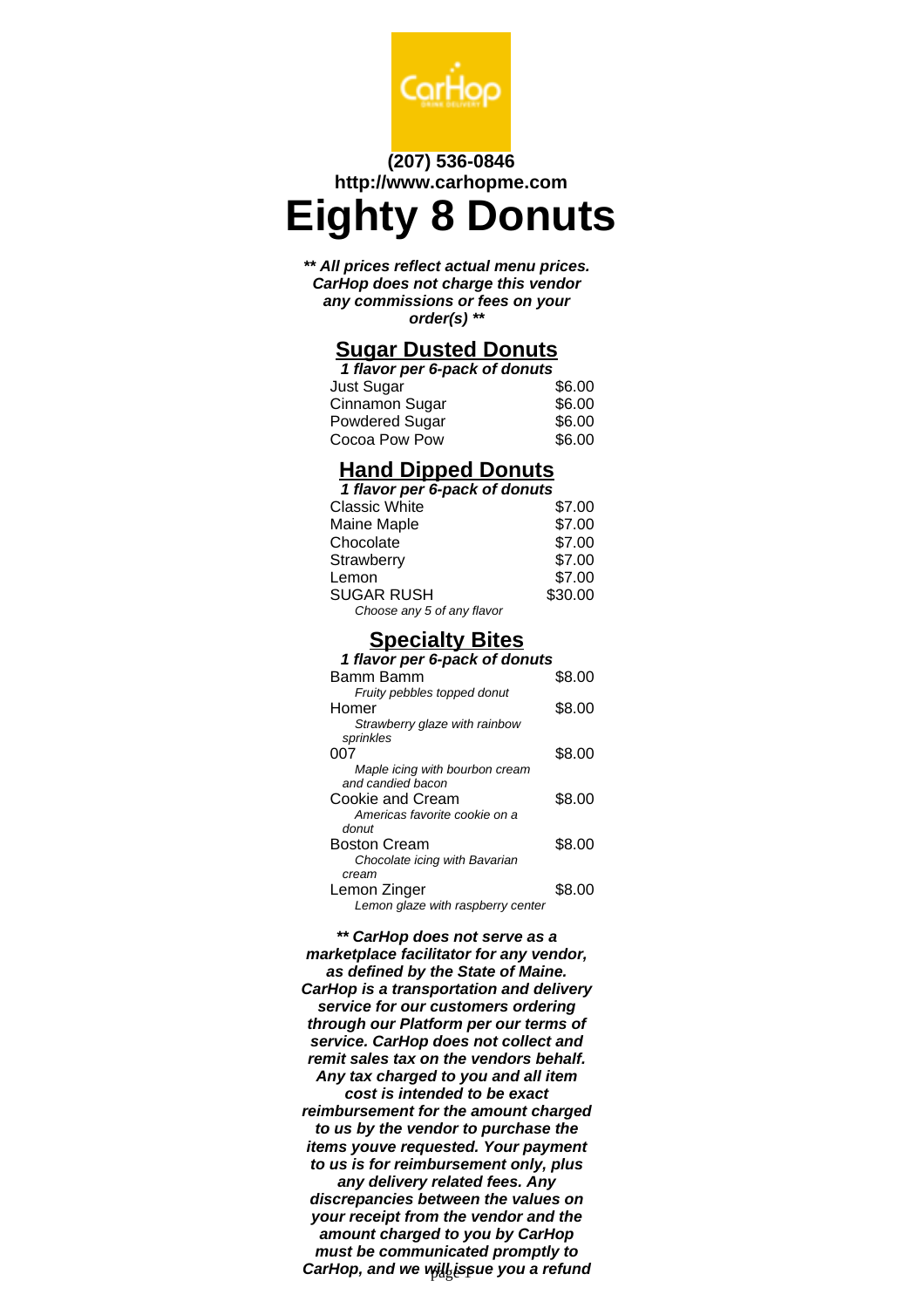**(207) 536-0846**
**http://www.carhopme.com**

# Eighty 8 Donuts

***** All prices reflect actual menu prices. CarHop does not charge this vendor any commissions or fees on your order(s) *****

## Sugar Dusted Donuts

***1 flavor per 6-pack of donuts***

| | |
|---|---|
| Just Sugar | $6.00 |
| Cinnamon Sugar | $6.00 |
| Powdered Sugar | $6.00 |
| Cocoa Pow Pow | $6.00 |

## Hand Dipped Donuts

***1 flavor per 6-pack of donuts***

| | |
|---|---|
| Classic White | $7.00 |
| Maine Maple | $7.00 |
| Chocolate | $7.00 |
| Strawberry | $7.00 |
| Lemon | $7.00 |
| SUGAR RUSH<br>*Choose any 5 of any flavor* | $30.00 |

## Specialty Bites

***1 flavor per 6-pack of donuts***

| | |
|---|---|
| Bamm Bamm<br>*Fruity pebbles topped donut* | $8.00 |
| Homer<br>*Strawberry glaze with rainbow sprinkles* | $8.00 |
| 007<br>*Maple icing with bourbon cream and candied bacon* | $8.00 |
| Cookie and Cream<br>*Americas favorite cookie on a donut* | $8.00 |
| Boston Cream<br>*Chocolate icing with Bavarian cream* | $8.00 |
| Lemon Zinger<br>*Lemon glaze with raspberry center* | $8.00 |

***** CarHop does not serve as a marketplace facilitator for any vendor, as defined by the State of Maine. CarHop is a transportation and delivery service for our customers ordering through our Platform per our terms of service. CarHop does not collect and remit sales tax on the vendors behalf. Any tax charged to you and all item cost is intended to be exact reimbursement for the amount charged to us by the vendor to purchase the items youve requested. Your payment to us is for reimbursement only, plus any delivery related fees. Any discrepancies between the values on your receipt from the vendor and the amount charged to you by CarHop must be communicated promptly to CarHop, and we will issue you a refund***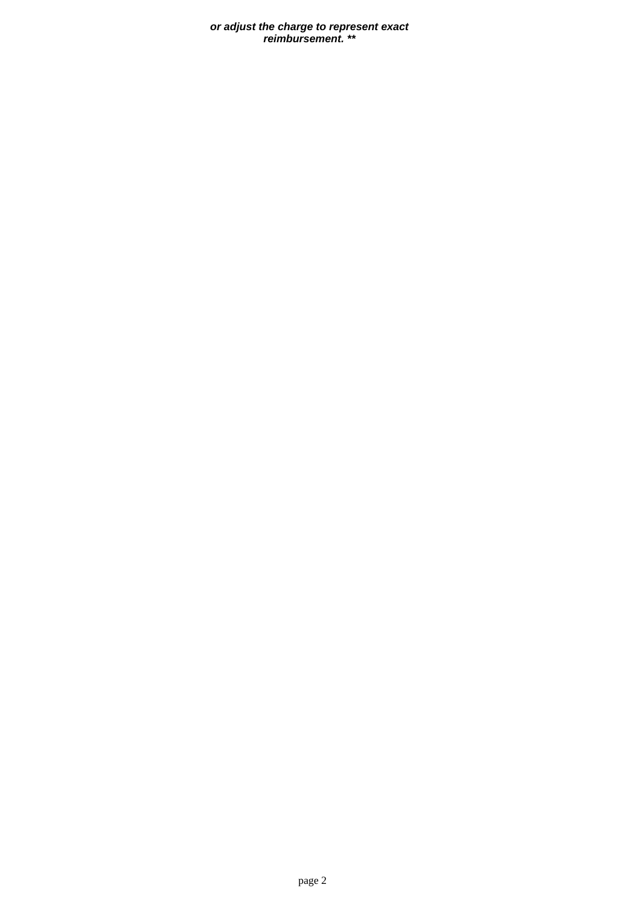***or adjust the charge to represent exact reimbursement. ****